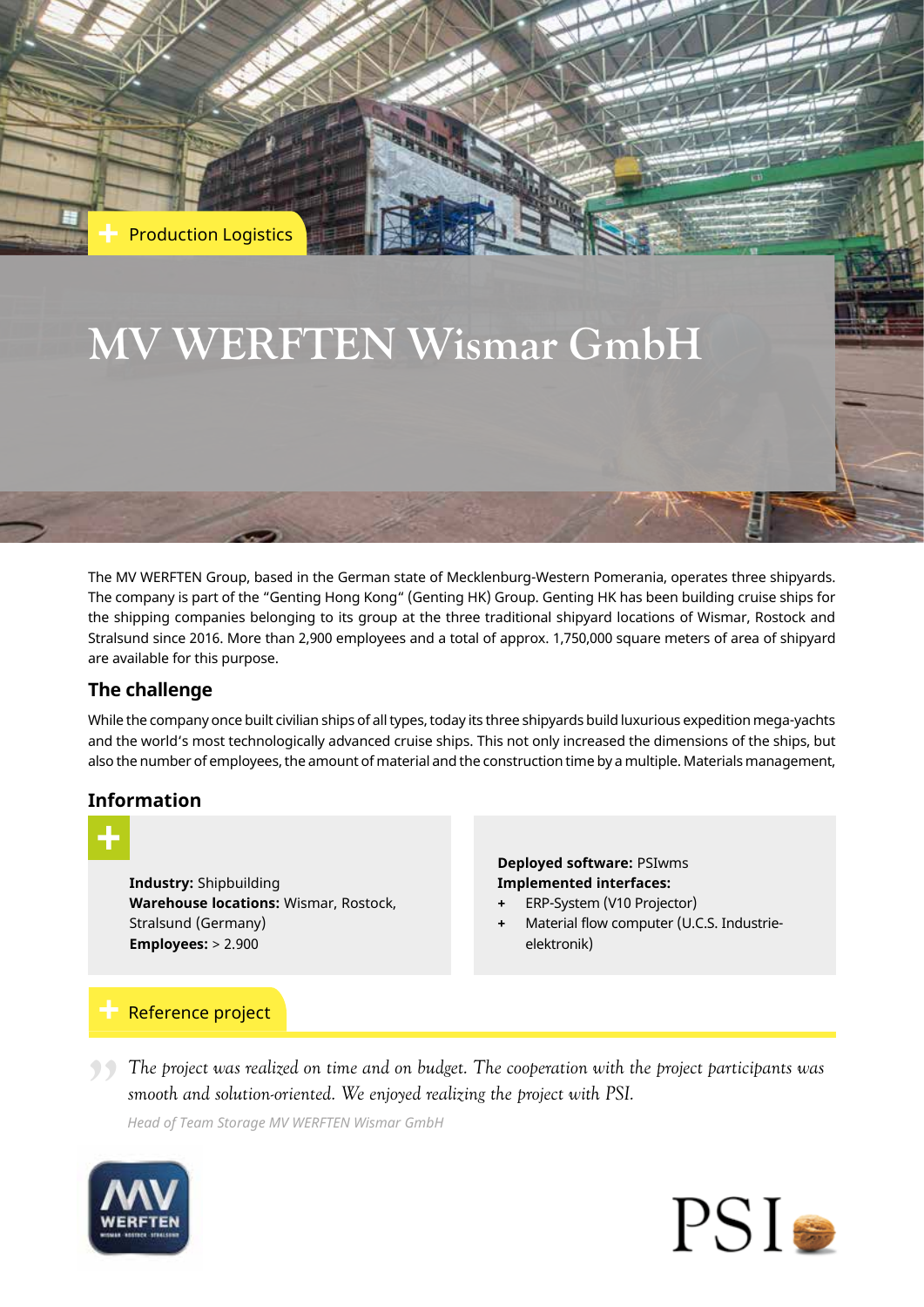Production Logistics

# MV WERFTEN Wismar GmbH

The MV WERFTEN Group, based in the German state of Mecklenburg-Western Pomerania, operates three shipyards. The company is part of the "Genting Hong Kong" (Genting HK) Group. Genting HK has been building cruise ships for the shipping companies belonging to its group at the three traditional shipyard locations of Wismar, Rostock and Stralsund since 2016. More than 2,900 employees and a total of approx. 1,750,000 square meters of area of shipyard are available for this purpose.

## The challenge

While the company once built civilian ships of all types, today its three shipyards build luxurious expedition mega-yachts and the world's most technologically advanced cruise ships. This not only increased the dimensions of the ships, but also the number of employees, the amount of material and the construction time by a multiple. Materials management,

## Information

**Industry:** Shipbuilding
**Warehouse locations:** Wismar, Rostock, Stralsund (Germany)
**Employees:** > 2.900

**Deployed software:** PSIwms
**Implemented interfaces:**
- ERP-System (V10 Projector)
- Material flow computer (U.C.S. Industrie-elektronik)

## Reference project

*The project was realized on time and on budget. The cooperation with the project participants was smooth and solution-oriented. We enjoyed realizing the project with PSI.*

*Head of Team Storage MV WERFTEN Wismar GmbH*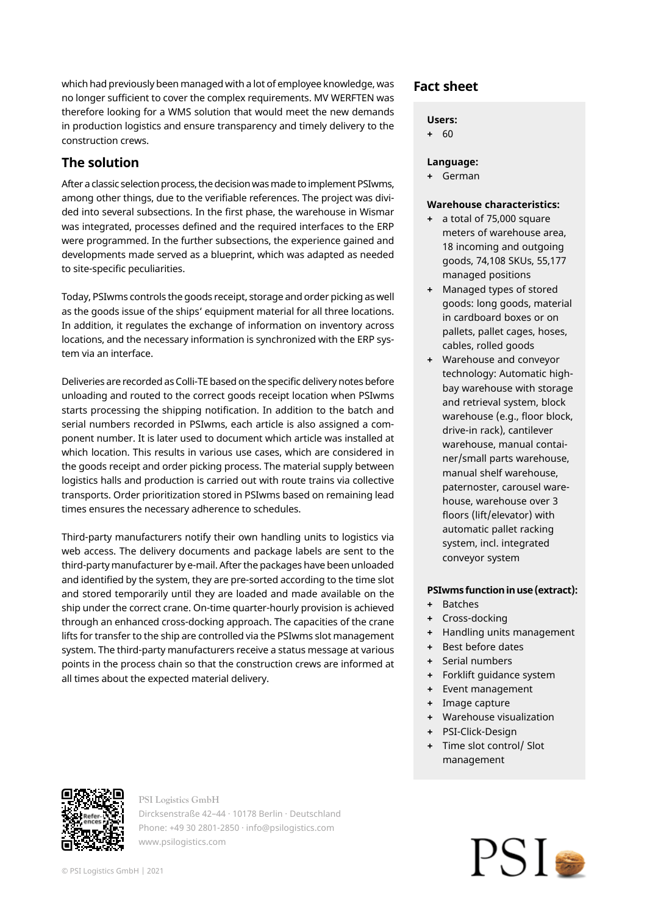which had previously been managed with a lot of employee knowledge, was no longer sufficient to cover the complex requirements. MV WERFTEN was therefore looking for a WMS solution that would meet the new demands in production logistics and ensure transparency and timely delivery to the construction crews.

## The solution

After a classic selection process, the decision was made to implement PSIwms, among other things, due to the verifiable references. The project was divided into several subsections. In the first phase, the warehouse in Wismar was integrated, processes defined and the required interfaces to the ERP were programmed. In the further subsections, the experience gained and developments made served as a blueprint, which was adapted as needed to site-specific peculiarities.

Today, PSIwms controls the goods receipt, storage and order picking as well as the goods issue of the ships' equipment material for all three locations. In addition, it regulates the exchange of information on inventory across locations, and the necessary information is synchronized with the ERP system via an interface.

Deliveries are recorded as Colli-TE based on the specific delivery notes before unloading and routed to the correct goods receipt location when PSIwms starts processing the shipping notification. In addition to the batch and serial numbers recorded in PSIwms, each article is also assigned a component number. It is later used to document which article was installed at which location. This results in various use cases, which are considered in the goods receipt and order picking process. The material supply between logistics halls and production is carried out with route trains via collective transports. Order prioritization stored in PSIwms based on remaining lead times ensures the necessary adherence to schedules.

Third-party manufacturers notify their own handling units to logistics via web access. The delivery documents and package labels are sent to the third-party manufacturer by e-mail. After the packages have been unloaded and identified by the system, they are pre-sorted according to the time slot and stored temporarily until they are loaded and made available on the ship under the correct crane. On-time quarter-hourly provision is achieved through an enhanced cross-docking approach. The capacities of the crane lifts for transfer to the ship are controlled via the PSIwms slot management system. The third-party manufacturers receive a status message at various points in the process chain so that the construction crews are informed at all times about the expected material delivery.

## Fact sheet

**Users:**

+ 60

**Language:**

+ German

**Warehouse characteristics:**

+ a total of 75,000 square meters of warehouse area, 18 incoming and outgoing goods, 74,108 SKUs, 55,177 managed positions
+ Managed types of stored goods: long goods, material in cardboard boxes or on pallets, pallet cages, hoses, cables, rolled goods
+ Warehouse and conveyor technology: Automatic high-bay warehouse with storage and retrieval system, block warehouse (e.g., floor block, drive-in rack), cantilever warehouse, manual container/small parts warehouse, manual shelf warehouse, paternoster, carousel warehouse, warehouse over 3 floors (lift/elevator) with automatic pallet racking system, incl. integrated conveyor system

**PSIwms function in use (extract):**

+ Batches
+ Cross-docking
+ Handling units management
+ Best before dates
+ Serial numbers
+ Forklift guidance system
+ Event management
+ Image capture
+ Warehouse visualization
+ PSI-Click-Design
+ Time slot control/ Slot management

PSI Logistics GmbH
Dircksenstraße 42–44 · 10178 Berlin · Deutschland
Phone: +49 30 2801-2850 · info@psilogistics.com
www.psilogistics.com

© PSI Logistics GmbH | 2021